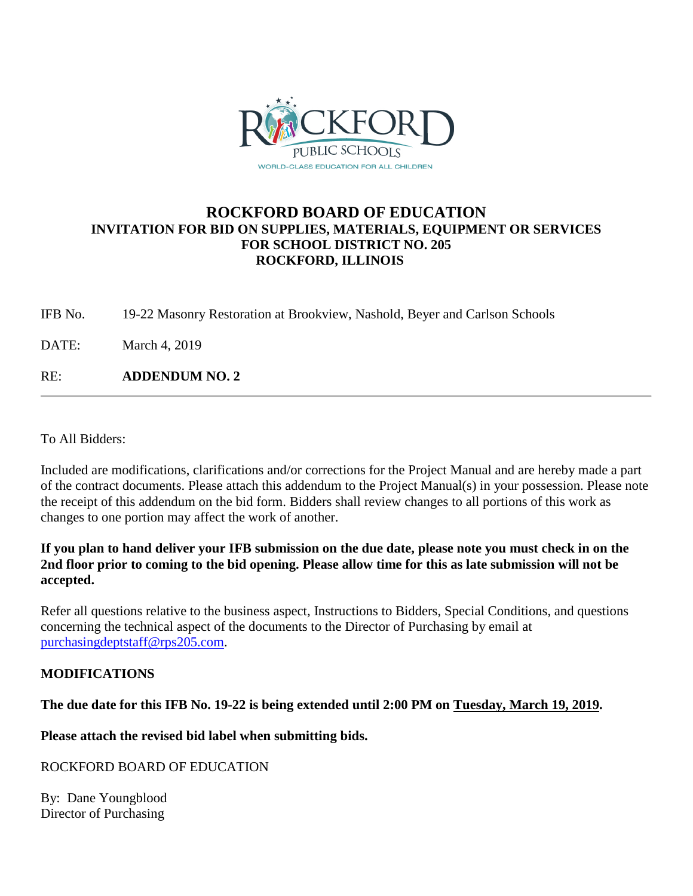# ROCKFORD BOARD OF EDUCATION

## INVITATION FOR BID ON SUPPLIES, MATERIALS, EQUIPMENT OR SERVICES FOR SCHOOL DISTRICT NO. 205 ROCKFORD, ILLINOIS

IFB No. 19-22 Masonry Restoration at Brookview, Nashold, Beyer and Carlson Schools

DATE: March 4, 2019

RE: **ADDENDUM NO. 2**

---

To All Bidders:

Included are modifications, clarifications and/or corrections for the Project Manual and are hereby made a part of the contract documents. Please attach this addendum to the Project Manual(s) in your possession. Please note the receipt of this addendum on the bid form. Bidders shall review changes to all portions of this work as changes to one portion may affect the work of another.

**If you plan to hand deliver your IFB submission on the due date, please note you must check in on the 2nd floor prior to coming to the bid opening. Please allow time for this as late submission will not be accepted.**

Refer all questions relative to the business aspect, Instructions to Bidders, Special Conditions, and questions concerning the technical aspect of the documents to the Director of Purchasing by email at purchasingdeptstaff@rps205.com.

**MODIFICATIONS**

**The due date for this IFB No. 19-22 is being extended until 2:00 PM on Tuesday, March 19, 2019.**

**Please attach the revised bid label when submitting bids.**

ROCKFORD BOARD OF EDUCATION

By: Dane Youngblood
Director of Purchasing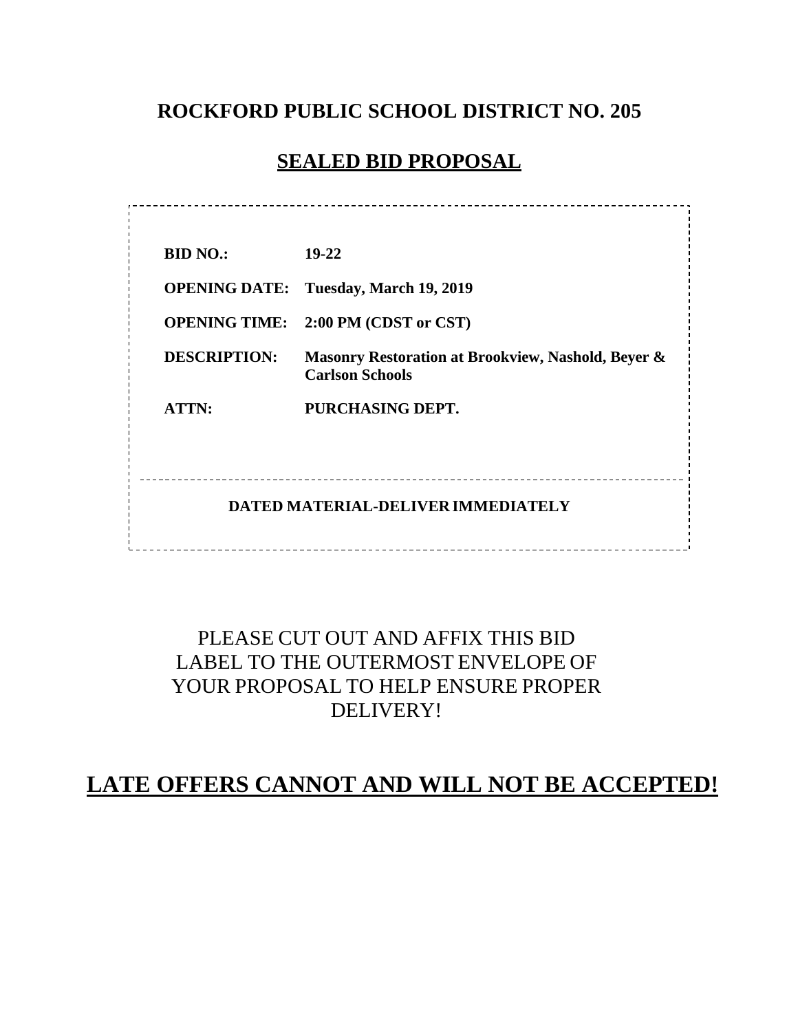# ROCKFORD PUBLIC SCHOOL DISTRICT NO. 205

## SEALED BID PROPOSAL

| | |
|---|---|
| **BID NO.:** | **19-22** |
| **OPENING DATE:** | **Tuesday, March 19, 2019** |
| **OPENING TIME:** | **2:00 PM (CDST or CST)** |
| **DESCRIPTION:** | **Masonry Restoration at Brookview, Nashold, Beyer & Carlson Schools** |
| **ATTN:** | **PURCHASING DEPT.** |

**DATED MATERIAL-DELIVER IMMEDIATELY**

PLEASE CUT OUT AND AFFIX THIS BID LABEL TO THE OUTERMOST ENVELOPE OF YOUR PROPOSAL TO HELP ENSURE PROPER DELIVERY!

## LATE OFFERS CANNOT AND WILL NOT BE ACCEPTED!